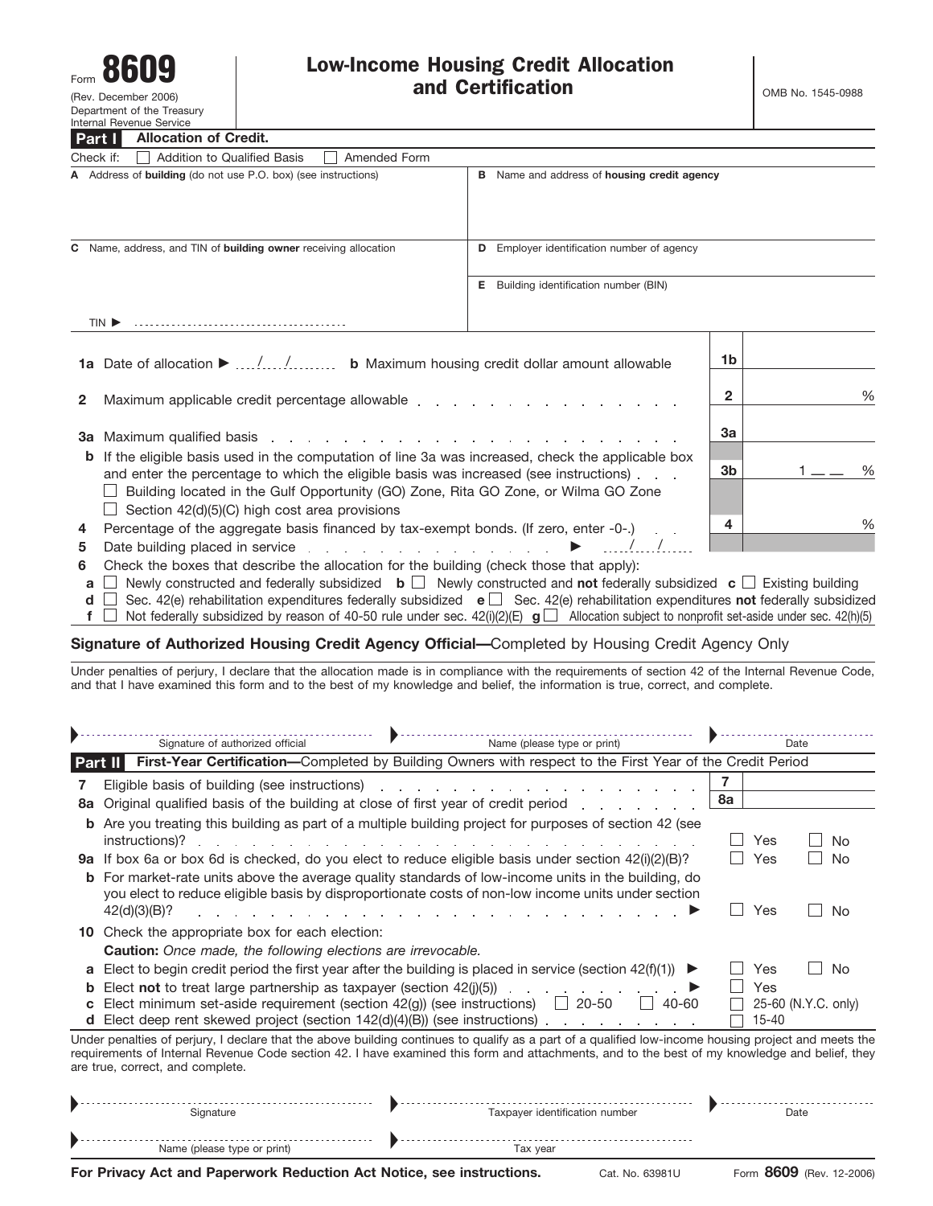Form **8609**
(Rev. December 2006)
Department of the Treasury
Internal Revenue Service

# Low-Income Housing Credit Allocation and Certification

OMB No. 1545-0988

## Part I Allocation of Credit.

Check if: ☐ Addition to Qualified Basis ☐ Amended Form

| | |
|---|---|
| **A** Address of **building** (do not use P.O. box) (see instructions) | **B** Name and address of **housing credit agency** |
| **C** Name, address, and TIN of **building owner** receiving allocation | **D** Employer identification number of agency |
| TIN ▶ | **E** Building identification number (BIN) |

**1a** Date of allocation ▶ ..../..../........ **b** Maximum housing credit dollar amount allowable | **1b** |

**2** Maximum applicable credit percentage allowable | **2** | %

**3a** Maximum qualified basis | **3a** |

**b** If the eligible basis used in the computation of line 3a was increased, check the applicable box and enter the percentage to which the eligible basis was increased (see instructions) | **3b** | 1 __ __ %

☐ Building located in the Gulf Opportunity (GO) Zone, Rita GO Zone, or Wilma GO Zone

☐ Section 42(d)(5)(C) high cost area provisions

**4** Percentage of the aggregate basis financed by tax-exempt bonds. (If zero, enter -0-.) | **4** | %

**5** Date building placed in service ▶ ..../..../........

**6** Check the boxes that describe the allocation for the building (check those that apply):

**a** ☐ Newly constructed and federally subsidized **b** ☐ Newly constructed and **not** federally subsidized **c** ☐ Existing building
**d** ☐ Sec. 42(e) rehabilitation expenditures federally subsidized **e** ☐ Sec. 42(e) rehabilitation expenditures **not** federally subsidized
**f** ☐ Not federally subsidized by reason of 40-50 rule under sec. 42(i)(2)(E) **g** ☐ Allocation subject to nonprofit set-aside under sec. 42(h)(5)

### Signature of Authorized Housing Credit Agency Official—Completed by Housing Credit Agency Only

Under penalties of perjury, I declare that the allocation made is in compliance with the requirements of section 42 of the Internal Revenue Code, and that I have examined this form and to the best of my knowledge and belief, the information is true, correct, and complete.

▶ Signature of authorized official ▶ Name (please type or print) ▶ Date

## Part II First-Year Certification—Completed by Building Owners with respect to the First Year of the Credit Period

**7** Eligible basis of building (see instructions) | **7** |

**8a** Original qualified basis of the building at close of first year of credit period | **8a** |

**b** Are you treating this building as part of a multiple building project for purposes of section 42 (see instructions)? ☐ Yes ☐ No

**9a** If box 6a or box 6d is checked, do you elect to reduce eligible basis under section 42(i)(2)(B)? ☐ Yes ☐ No

**b** For market-rate units above the average quality standards of low-income units in the building, do you elect to reduce eligible basis by disproportionate costs of non-low income units under section 42(d)(3)(B)? ▶ ☐ Yes ☐ No

**10** Check the appropriate box for each election:

**Caution:** *Once made, the following elections are irrevocable.*

**a** Elect to begin credit period the first year after the building is placed in service (section 42(f)(1)) ▶ ☐ Yes ☐ No
**b** Elect **not** to treat large partnership as taxpayer (section 42(j)(5)) ▶ ☐ Yes
**c** Elect minimum set-aside requirement (section 42(g)) (see instructions) ☐ 20-50 ☐ 40-60 ☐ 25-60 (N.Y.C. only)
**d** Elect deep rent skewed project (section 142(d)(4)(B)) (see instructions) ☐ 15-40

Under penalties of perjury, I declare that the above building continues to qualify as a part of a qualified low-income housing project and meets the requirements of Internal Revenue Code section 42. I have examined this form and attachments, and to the best of my knowledge and belief, they are true, correct, and complete.

▶ Signature ▶ Taxpayer identification number ▶ Date

▶ Name (please type or print) ▶ Tax year

**For Privacy Act and Paperwork Reduction Act Notice, see instructions.** Cat. No. 63981U Form **8609** (Rev. 12-2006)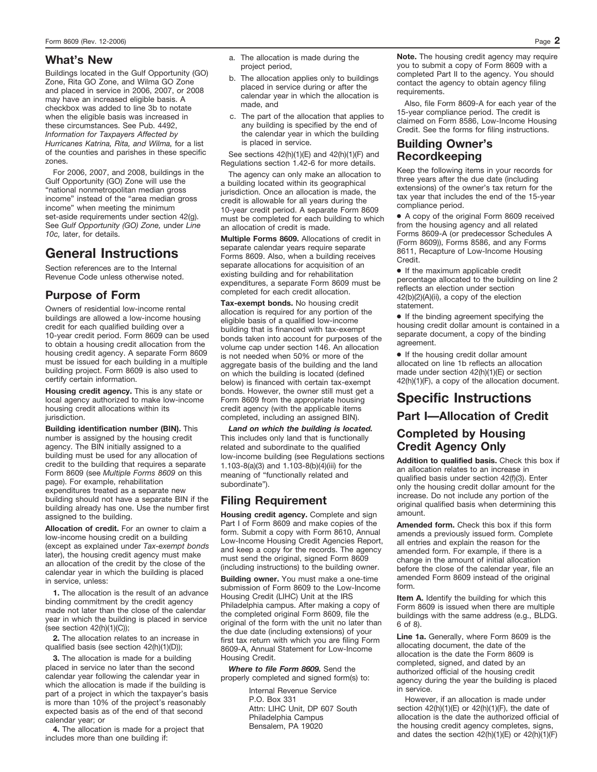## What's New

Buildings located in the Gulf Opportunity (GO) Zone, Rita GO Zone, and Wilma GO Zone and placed in service in 2006, 2007, or 2008 may have an increased eligible basis. A checkbox was added to line 3b to notate when the eligible basis was increased in these circumstances. See Pub. 4492, *Information for Taxpayers Affected by Hurricanes Katrina, Rita, and Wilma,* for a list of the counties and parishes in these specific zones.

For 2006, 2007, and 2008, buildings in the Gulf Opportunity (GO) Zone will use the "national nonmetropolitan median gross income" instead of the "area median gross income" when meeting the minimum set-aside requirements under section 42(g). See *Gulf Opportunity (GO) Zone,* under *Line 10c,* later, for details.

# General Instructions

Section references are to the Internal Revenue Code unless otherwise noted.

## Purpose of Form

Owners of residential low-income rental buildings are allowed a low-income housing credit for each qualified building over a 10-year credit period. Form 8609 can be used to obtain a housing credit allocation from the housing credit agency. A separate Form 8609 must be issued for each building in a multiple building project. Form 8609 is also used to certify certain information.

**Housing credit agency.** This is any state or local agency authorized to make low-income housing credit allocations within its jurisdiction.

**Building identification number (BIN).** This number is assigned by the housing credit agency. The BIN initially assigned to a building must be used for any allocation of credit to the building that requires a separate Form 8609 (see *Multiple Forms 8609* on this page). For example, rehabilitation expenditures treated as a separate new building should not have a separate BIN if the building already has one. Use the number first assigned to the building.

**Allocation of credit.** For an owner to claim a low-income housing credit on a building (except as explained under *Tax-exempt bonds* later), the housing credit agency must make an allocation of the credit by the close of the calendar year in which the building is placed in service, unless:

**1.** The allocation is the result of an advance binding commitment by the credit agency made not later than the close of the calendar year in which the building is placed in service (see section 42(h)(1)(C));

**2.** The allocation relates to an increase in qualified basis (see section 42(h)(1)(D));

**3.** The allocation is made for a building placed in service no later than the second calendar year following the calendar year in which the allocation is made if the building is part of a project in which the taxpayer's basis is more than 10% of the project's reasonably expected basis as of the end of that second calendar year; or

**4.** The allocation is made for a project that includes more than one building if:

a. The allocation is made during the project period,

b. The allocation applies only to buildings placed in service during or after the calendar year in which the allocation is made, and

c. The part of the allocation that applies to any building is specified by the end of the calendar year in which the building is placed in service.

See sections 42(h)(1)(E) and 42(h)(1)(F) and Regulations section 1.42-6 for more details.

The agency can only make an allocation to a building located within its geographical jurisdiction. Once an allocation is made, the credit is allowable for all years during the 10-year credit period. A separate Form 8609 must be completed for each building to which an allocation of credit is made.

**Multiple Forms 8609.** Allocations of credit in separate calendar years require separate Forms 8609. Also, when a building receives separate allocations for acquisition of an existing building and for rehabilitation expenditures, a separate Form 8609 must be completed for each credit allocation.

**Tax-exempt bonds.** No housing credit allocation is required for any portion of the eligible basis of a qualified low-income building that is financed with tax-exempt bonds taken into account for purposes of the volume cap under section 146. An allocation is not needed when 50% or more of the aggregate basis of the building and the land on which the building is located (defined below) is financed with certain tax-exempt bonds. However, the owner still must get a Form 8609 from the appropriate housing credit agency (with the applicable items completed, including an assigned BIN).

***Land on which the building is located.*** This includes only land that is functionally related and subordinate to the qualified low-income building (see Regulations sections 1.103-8(a)(3) and 1.103-8(b)(4)(iii) for the meaning of "functionally related and subordinate").

## Filing Requirement

**Housing credit agency.** Complete and sign Part I of Form 8609 and make copies of the form. Submit a copy with Form 8610, Annual Low-Income Housing Credit Agencies Report, and keep a copy for the records. The agency must send the original, signed Form 8609 (including instructions) to the building owner.

**Building owner.** You must make a one-time submission of Form 8609 to the Low-Income Housing Credit (LIHC) Unit at the IRS Philadelphia campus. After making a copy of the completed original Form 8609, file the original of the form with the unit no later than the due date (including extensions) of your first tax return with which you are filing Form 8609-A, Annual Statement for Low-Income Housing Credit.

***Where to file Form 8609.*** Send the properly completed and signed form(s) to:

Internal Revenue Service
P.O. Box 331
Attn: LIHC Unit, DP 607 South
Philadelphia Campus
Bensalem, PA 19020

**Note.** The housing credit agency may require you to submit a copy of Form 8609 with a completed Part II to the agency. You should contact the agency to obtain agency filing requirements.

Also, file Form 8609-A for each year of the 15-year compliance period. The credit is claimed on Form 8586, Low-Income Housing Credit. See the forms for filing instructions.

## Building Owner's Recordkeeping

Keep the following items in your records for three years after the due date (including extensions) of the owner's tax return for the tax year that includes the end of the 15-year compliance period.

- A copy of the original Form 8609 received from the housing agency and all related Forms 8609-A (or predecessor Schedules A (Form 8609)), Forms 8586, and any Forms 8611, Recapture of Low-Income Housing Credit.
- If the maximum applicable credit percentage allocated to the building on line 2 reflects an election under section 42(b)(2)(A)(ii), a copy of the election statement.
- If the binding agreement specifying the housing credit dollar amount is contained in a separate document, a copy of the binding agreement.
- If the housing credit dollar amount allocated on line 1b reflects an allocation made under section 42(h)(1)(E) or section 42(h)(1)(F), a copy of the allocation document.

# Specific Instructions

## Part I—Allocation of Credit

## Completed by Housing Credit Agency Only

**Addition to qualified basis.** Check this box if an allocation relates to an increase in qualified basis under section 42(f)(3). Enter only the housing credit dollar amount for the increase. Do not include any portion of the original qualified basis when determining this amount.

**Amended form.** Check this box if this form amends a previously issued form. Complete all entries and explain the reason for the amended form. For example, if there is a change in the amount of initial allocation before the close of the calendar year, file an amended Form 8609 instead of the original form.

**Item A.** Identify the building for which this Form 8609 is issued when there are multiple buildings with the same address (e.g., BLDG. 6 of 8).

**Line 1a.** Generally, where Form 8609 is the allocating document, the date of the allocation is the date the Form 8609 is completed, signed, and dated by an authorized official of the housing credit agency during the year the building is placed in service.

However, if an allocation is made under section 42(h)(1)(E) or 42(h)(1)(F), the date of allocation is the date the authorized official of the housing credit agency completes, signs, and dates the section 42(h)(1)(E) or 42(h)(1)(F)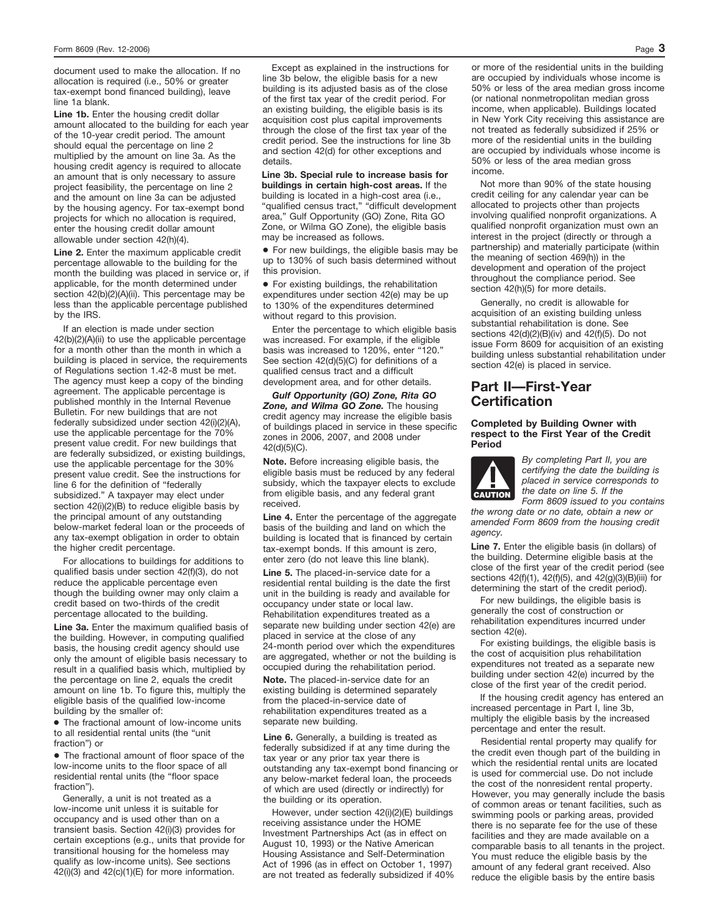document used to make the allocation. If no allocation is required (i.e., 50% or greater tax-exempt bond financed building), leave line 1a blank.

**Line 1b.** Enter the housing credit dollar amount allocated to the building for each year of the 10-year credit period. The amount should equal the percentage on line 2 multiplied by the amount on line 3a. As the housing credit agency is required to allocate an amount that is only necessary to assure project feasibility, the percentage on line 2 and the amount on line 3a can be adjusted by the housing agency. For tax-exempt bond projects for which no allocation is required, enter the housing credit dollar amount allowable under section 42(h)(4).

**Line 2.** Enter the maximum applicable credit percentage allowable to the building for the month the building was placed in service or, if applicable, for the month determined under section 42(b)(2)(A)(ii). This percentage may be less than the applicable percentage published by the IRS.

If an election is made under section 42(b)(2)(A)(ii) to use the applicable percentage for a month other than the month in which a building is placed in service, the requirements of Regulations section 1.42-8 must be met. The agency must keep a copy of the binding agreement. The applicable percentage is published monthly in the Internal Revenue Bulletin. For new buildings that are not federally subsidized under section 42(i)(2)(A), use the applicable percentage for the 70% present value credit. For new buildings that are federally subsidized, or existing buildings, use the applicable percentage for the 30% present value credit. See the instructions for line 6 for the definition of "federally subsidized." A taxpayer may elect under section 42(i)(2)(B) to reduce eligible basis by the principal amount of any outstanding below-market federal loan or the proceeds of any tax-exempt obligation in order to obtain the higher credit percentage.

For allocations to buildings for additions to qualified basis under section 42(f)(3), do not reduce the applicable percentage even though the building owner may only claim a credit based on two-thirds of the credit percentage allocated to the building.

**Line 3a.** Enter the maximum qualified basis of the building. However, in computing qualified basis, the housing credit agency should use only the amount of eligible basis necessary to result in a qualified basis which, multiplied by the percentage on line 2, equals the credit amount on line 1b. To figure this, multiply the eligible basis of the qualified low-income building by the smaller of:

- The fractional amount of low-income units to all residential rental units (the "unit fraction") or
- The fractional amount of floor space of the low-income units to the floor space of all residential rental units (the "floor space fraction").

Generally, a unit is not treated as a low-income unit unless it is suitable for occupancy and is used other than on a transient basis. Section 42(i)(3) provides for certain exceptions (e.g., units that provide for transitional housing for the homeless may qualify as low-income units). See sections 42(i)(3) and 42(c)(1)(E) for more information.

Except as explained in the instructions for line 3b below, the eligible basis for a new building is its adjusted basis as of the close of the first tax year of the credit period. For an existing building, the eligible basis is its acquisition cost plus capital improvements through the close of the first tax year of the credit period. See the instructions for line 3b and section 42(d) for other exceptions and details.

**Line 3b. Special rule to increase basis for buildings in certain high-cost areas.** If the building is located in a high-cost area (i.e., "qualified census tract," "difficult development area," Gulf Opportunity (GO) Zone, Rita GO Zone, or Wilma GO Zone), the eligible basis may be increased as follows.

- For new buildings, the eligible basis may be up to 130% of such basis determined without this provision.
- For existing buildings, the rehabilitation expenditures under section 42(e) may be up to 130% of the expenditures determined without regard to this provision.

Enter the percentage to which eligible basis was increased. For example, if the eligible basis was increased to 120%, enter "120." See section 42(d)(5)(C) for definitions of a qualified census tract and a difficult development area, and for other details.

***Gulf Opportunity (GO) Zone, Rita GO Zone, and Wilma GO Zone.*** The housing credit agency may increase the eligible basis of buildings placed in service in these specific zones in 2006, 2007, and 2008 under 42(d)(5)(C).

**Note.** Before increasing eligible basis, the eligible basis must be reduced by any federal subsidy, which the taxpayer elects to exclude from eligible basis, and any federal grant received.

**Line 4.** Enter the percentage of the aggregate basis of the building and land on which the building is located that is financed by certain tax-exempt bonds. If this amount is zero, enter zero (do not leave this line blank).

**Line 5.** The placed-in-service date for a residential rental building is the date the first unit in the building is ready and available for occupancy under state or local law. Rehabilitation expenditures treated as a separate new building under section 42(e) are placed in service at the close of any 24-month period over which the expenditures are aggregated, whether or not the building is occupied during the rehabilitation period.

**Note.** The placed-in-service date for an existing building is determined separately from the placed-in-service date of rehabilitation expenditures treated as a separate new building.

**Line 6.** Generally, a building is treated as federally subsidized if at any time during the tax year or any prior tax year there is outstanding any tax-exempt bond financing or any below-market federal loan, the proceeds of which are used (directly or indirectly) for the building or its operation.

However, under section 42(i)(2)(E) buildings receiving assistance under the HOME Investment Partnerships Act (as in effect on August 10, 1993) or the Native American Housing Assistance and Self-Determination Act of 1996 (as in effect on October 1, 1997) are not treated as federally subsidized if 40% or more of the residential units in the building are occupied by individuals whose income is 50% or less of the area median gross income (or national nonmetropolitan median gross income, when applicable). Buildings located in New York City receiving this assistance are not treated as federally subsidized if 25% or more of the residential units in the building are occupied by individuals whose income is 50% or less of the area median gross income.

Not more than 90% of the state housing credit ceiling for any calendar year can be allocated to projects other than projects involving qualified nonprofit organizations. A qualified nonprofit organization must own an interest in the project (directly or through a partnership) and materially participate (within the meaning of section 469(h)) in the development and operation of the project throughout the compliance period. See section 42(h)(5) for more details.

Generally, no credit is allowable for acquisition of an existing building unless substantial rehabilitation is done. See sections 42(d)(2)(B)(iv) and 42(f)(5). Do not issue Form 8609 for acquisition of an existing building unless substantial rehabilitation under section 42(e) is placed in service.

## Part II—First-Year Certification

### Completed by Building Owner with respect to the First Year of the Credit Period

**CAUTION** *By completing Part II, you are certifying the date the building is placed in service corresponds to the date on line 5. If the Form 8609 issued to you contains the wrong date or no date, obtain a new or amended Form 8609 from the housing credit agency.*

**Line 7.** Enter the eligible basis (in dollars) of the building. Determine eligible basis at the close of the first year of the credit period (see sections 42(f)(1), 42(f)(5), and 42(g)(3)(B)(iii) for determining the start of the credit period).

For new buildings, the eligible basis is generally the cost of construction or rehabilitation expenditures incurred under section 42(e).

For existing buildings, the eligible basis is the cost of acquisition plus rehabilitation expenditures not treated as a separate new building under section 42(e) incurred by the close of the first year of the credit period.

If the housing credit agency has entered an increased percentage in Part I, line 3b, multiply the eligible basis by the increased percentage and enter the result.

Residential rental property may qualify for the credit even though part of the building in which the residential rental units are located is used for commercial use. Do not include the cost of the nonresident rental property. However, you may generally include the basis of common areas or tenant facilities, such as swimming pools or parking areas, provided there is no separate fee for the use of these facilities and they are made available on a comparable basis to all tenants in the project. You must reduce the eligible basis by the amount of any federal grant received. Also reduce the eligible basis by the entire basis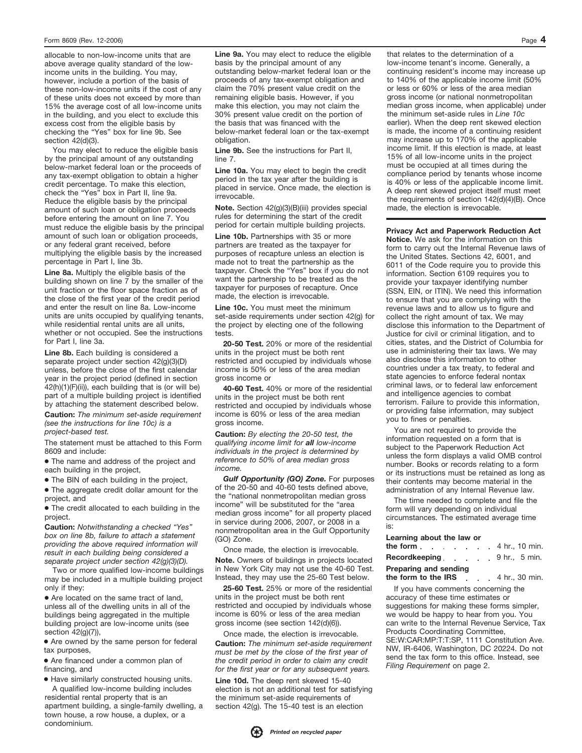allocable to non-low-income units that are above average quality standard of the low-income units in the building. You may, however, include a portion of the basis of these non-low-income units if the cost of any of these units does not exceed by more than 15% the average cost of all low-income units in the building, and you elect to exclude this excess cost from the eligible basis by checking the "Yes" box for line 9b. See section 42(d)(3).

You may elect to reduce the eligible basis by the principal amount of any outstanding below-market federal loan or the proceeds of any tax-exempt obligation to obtain a higher credit percentage. To make this election, check the "Yes" box in Part II, line 9a. Reduce the eligible basis by the principal amount of such loan or obligation proceeds before entering the amount on line 7. You must reduce the eligible basis by the principal amount of such loan or obligation proceeds, or any federal grant received, before multiplying the eligible basis by the increased percentage in Part I, line 3b.

**Line 8a.** Multiply the eligible basis of the building shown on line 7 by the smaller of the unit fraction or the floor space fraction as of the close of the first year of the credit period and enter the result on line 8a. Low-income units are units occupied by qualifying tenants, while residential rental units are all units, whether or not occupied. See the instructions for Part I, line 3a.

**Line 8b.** Each building is considered a separate project under section 42(g)(3)(D) unless, before the close of the first calendar year in the project period (defined in section 42(h)(1)(F)(ii)), each building that is (or will be) part of a multiple building project is identified by attaching the statement described below.

**Caution:** *The minimum set-aside requirement (see the instructions for line 10c) is a project-based test.*

The statement must be attached to this Form 8609 and include:

- The name and address of the project and each building in the project,
- The BIN of each building in the project,
- The aggregate credit dollar amount for the project, and
- The credit allocated to each building in the project.

**Caution:** *Notwithstanding a checked "Yes" box on line 8b, failure to attach a statement providing the above required information will result in each building being considered a separate project under section 42(g)(3)(D).*

Two or more qualified low-income buildings may be included in a multiple building project only if they:

- Are located on the same tract of land, unless all of the dwelling units in all of the buildings being aggregated in the multiple building project are low-income units (see section 42(g)(7)),
- Are owned by the same person for federal tax purposes,
- Are financed under a common plan of financing, and
- Have similarly constructed housing units.

A qualified low-income building includes residential rental property that is an apartment building, a single-family dwelling, a town house, a row house, a duplex, or a condominium.

**Line 9a.** You may elect to reduce the eligible basis by the principal amount of any outstanding below-market federal loan or the proceeds of any tax-exempt obligation and claim the 70% present value credit on the remaining eligible basis. However, if you make this election, you may not claim the 30% present value credit on the portion of the basis that was financed with the below-market federal loan or the tax-exempt obligation.

**Line 9b.** See the instructions for Part II, line 7.

**Line 10a.** You may elect to begin the credit period in the tax year after the building is placed in service. Once made, the election is irrevocable.

**Note.** Section 42(g)(3)(B)(iii) provides special rules for determining the start of the credit period for certain multiple building projects.

**Line 10b.** Partnerships with 35 or more partners are treated as the taxpayer for purposes of recapture unless an election is made not to treat the partnership as the taxpayer. Check the "Yes" box if you do not want the partnership to be treated as the taxpayer for purposes of recapture. Once made, the election is irrevocable.

**Line 10c.** You must meet the minimum set-aside requirements under section 42(g) for the project by electing one of the following tests.

**20-50 Test.** 20% or more of the residential units in the project must be both rent restricted and occupied by individuals whose income is 50% or less of the area median gross income or

**40-60 Test.** 40% or more of the residential units in the project must be both rent restricted and occupied by individuals whose income is 60% or less of the area median gross income.

**Caution:** *By electing the 20-50 test, the qualifying income limit for **all** low-income individuals in the project is determined by reference to 50% of area median gross income.*

***Gulf Opportunity (GO) Zone.*** For purposes of the 20-50 and 40-60 tests defined above, the "national nonmetropolitan median gross income" will be substituted for the "area median gross income" for all property placed in service during 2006, 2007, or 2008 in a nonmetropolitan area in the Gulf Opportunity (GO) Zone.

Once made, the election is irrevocable.

**Note.** Owners of buildings in projects located in New York City may not use the 40-60 Test. Instead, they may use the 25-60 Test below.

**25-60 Test.** 25% or more of the residential units in the project must be both rent restricted and occupied by individuals whose income is 60% or less of the area median gross income (see section 142(d)(6)).

Once made, the election is irrevocable.

**Caution:** *The minimum set-aside requirement must be met by the close of the first year of the credit period in order to claim any credit for the first year or for any subsequent years.*

**Line 10d.** The deep rent skewed 15-40 election is not an additional test for satisfying the minimum set-aside requirements of section 42(g). The 15-40 test is an election that relates to the determination of a low-income tenant's income. Generally, a continuing resident's income may increase up to 140% of the applicable income limit (50% or less or 60% or less of the area median gross income (or national nonmetropolitan median gross income, when applicable) under the minimum set-aside rules in *Line 10c* earlier). When the deep rent skewed election is made, the income of a continuing resident may increase up to 170% of the applicable income limit. If this election is made, at least 15% of all low-income units in the project must be occupied at all times during the compliance period by tenants whose income is 40% or less of the applicable income limit. A deep rent skewed project itself must meet the requirements of section 142(d)(4)(B). Once made, the election is irrevocable.

**Privacy Act and Paperwork Reduction Act Notice.** We ask for the information on this form to carry out the Internal Revenue laws of the United States. Sections 42, 6001, and 6011 of the Code require you to provide this information. Section 6109 requires you to provide your taxpayer identifying number (SSN, EIN, or ITIN). We need this information to ensure that you are complying with the revenue laws and to allow us to figure and collect the right amount of tax. We may disclose this information to the Department of Justice for civil or criminal litigation, and to cities, states, and the District of Columbia for use in administering their tax laws. We may also disclose this information to other countries under a tax treaty, to federal and state agencies to enforce federal nontax criminal laws, or to federal law enforcement and intelligence agencies to combat terrorism. Failure to provide this information, or providing false information, may subject you to fines or penalties.

You are not required to provide the information requested on a form that is subject to the Paperwork Reduction Act unless the form displays a valid OMB control number. Books or records relating to a form or its instructions must be retained as long as their contents may become material in the administration of any Internal Revenue law.

The time needed to complete and file the form will vary depending on individual circumstances. The estimated average time is:

| | |
|---|---|
| **Learning about the law or the form** | 4 hr., 10 min. |
| **Recordkeeping** | 9 hr., 5 min. |
| **Preparing and sending the form to the IRS** | 4 hr., 30 min. |

If you have comments concerning the accuracy of these time estimates or suggestions for making these forms simpler, we would be happy to hear from you. You can write to the Internal Revenue Service, Tax Products Coordinating Committee, SE:W:CAR:MP:T:T:SP, 1111 Constitution Ave. NW, IR-6406, Washington, DC 20224. Do not send the tax form to this office. Instead, see *Filing Requirement* on page 2.

*Printed on recycled paper*